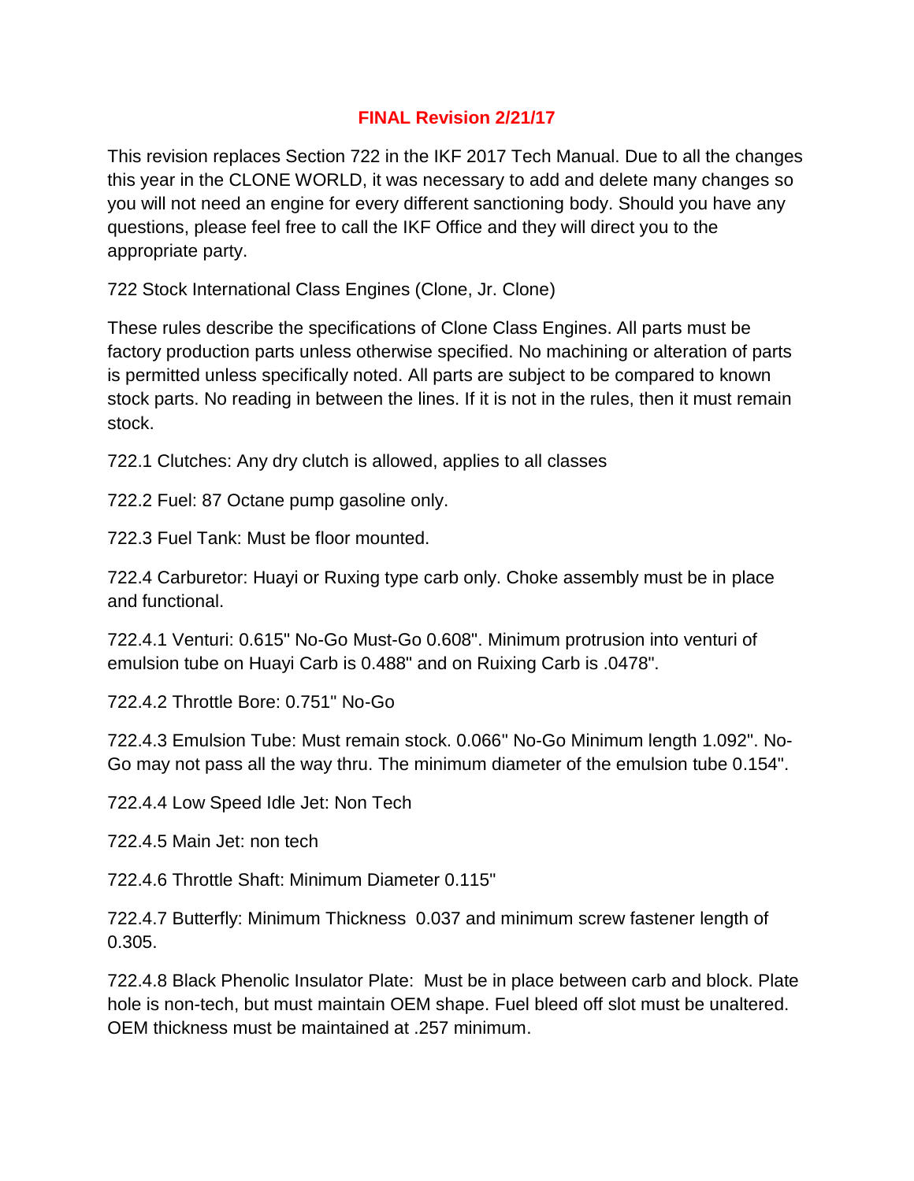**FINAL Revision 2/21/17**

This revision replaces Section 722 in the IKF 2017 Tech Manual. Due to all the changes this year in the CLONE WORLD, it was necessary to add and delete many changes so you will not need an engine for every different sanctioning body. Should you have any questions, please feel free to call the IKF Office and they will direct you to the appropriate party.

722 Stock International Class Engines (Clone, Jr. Clone)

These rules describe the specifications of Clone Class Engines. All parts must be factory production parts unless otherwise specified. No machining or alteration of parts is permitted unless specifically noted. All parts are subject to be compared to known stock parts. No reading in between the lines. If it is not in the rules, then it must remain stock.

722.1 Clutches: Any dry clutch is allowed, applies to all classes

722.2 Fuel: 87 Octane pump gasoline only.

722.3 Fuel Tank: Must be floor mounted.

722.4 Carburetor: Huayi or Ruxing type carb only. Choke assembly must be in place and functional.

722.4.1 Venturi: 0.615" No-Go Must-Go 0.608". Minimum protrusion into venturi of emulsion tube on Huayi Carb is 0.488" and on Ruixing Carb is .0478".

722.4.2 Throttle Bore: 0.751" No-Go

722.4.3 Emulsion Tube: Must remain stock. 0.066" No-Go Minimum length 1.092". No-Go may not pass all the way thru. The minimum diameter of the emulsion tube 0.154".

722.4.4 Low Speed Idle Jet: Non Tech

722.4.5 Main Jet: non tech

722.4.6 Throttle Shaft: Minimum Diameter 0.115"

722.4.7 Butterfly: Minimum Thickness 0.037 and minimum screw fastener length of 0.305.

722.4.8 Black Phenolic Insulator Plate: Must be in place between carb and block. Plate hole is non-tech, but must maintain OEM shape. Fuel bleed off slot must be unaltered. OEM thickness must be maintained at .257 minimum.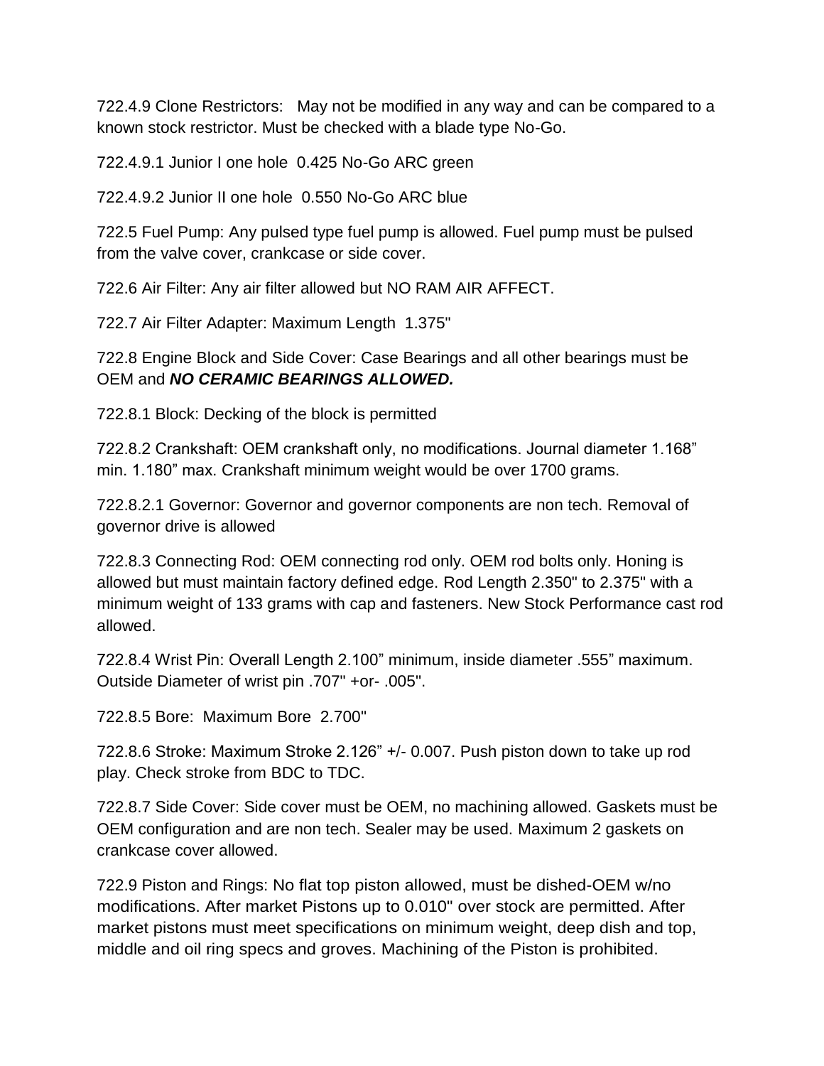722.4.9 Clone Restrictors: May not be modified in any way and can be compared to a known stock restrictor. Must be checked with a blade type No-Go.

722.4.9.1 Junior I one hole 0.425 No-Go ARC green

722.4.9.2 Junior II one hole 0.550 No-Go ARC blue

722.5 Fuel Pump: Any pulsed type fuel pump is allowed. Fuel pump must be pulsed from the valve cover, crankcase or side cover.

722.6 Air Filter: Any air filter allowed but NO RAM AIR AFFECT.

722.7 Air Filter Adapter: Maximum Length 1.375"

722.8 Engine Block and Side Cover: Case Bearings and all other bearings must be OEM and ***NO CERAMIC BEARINGS ALLOWED.***

722.8.1 Block: Decking of the block is permitted

722.8.2 Crankshaft: OEM crankshaft only, no modifications. Journal diameter 1.168" min. 1.180" max. Crankshaft minimum weight would be over 1700 grams.

722.8.2.1 Governor: Governor and governor components are non tech. Removal of governor drive is allowed

722.8.3 Connecting Rod: OEM connecting rod only. OEM rod bolts only. Honing is allowed but must maintain factory defined edge. Rod Length 2.350" to 2.375" with a minimum weight of 133 grams with cap and fasteners. New Stock Performance cast rod allowed.

722.8.4 Wrist Pin: Overall Length 2.100" minimum, inside diameter .555" maximum. Outside Diameter of wrist pin .707" +or- .005".

722.8.5 Bore: Maximum Bore 2.700"

722.8.6 Stroke: Maximum Stroke 2.126" +/- 0.007. Push piston down to take up rod play. Check stroke from BDC to TDC.

722.8.7 Side Cover: Side cover must be OEM, no machining allowed. Gaskets must be OEM configuration and are non tech. Sealer may be used. Maximum 2 gaskets on crankcase cover allowed.

722.9 Piston and Rings: No flat top piston allowed, must be dished-OEM w/no modifications. After market Pistons up to 0.010" over stock are permitted. After market pistons must meet specifications on minimum weight, deep dish and top, middle and oil ring specs and groves. Machining of the Piston is prohibited.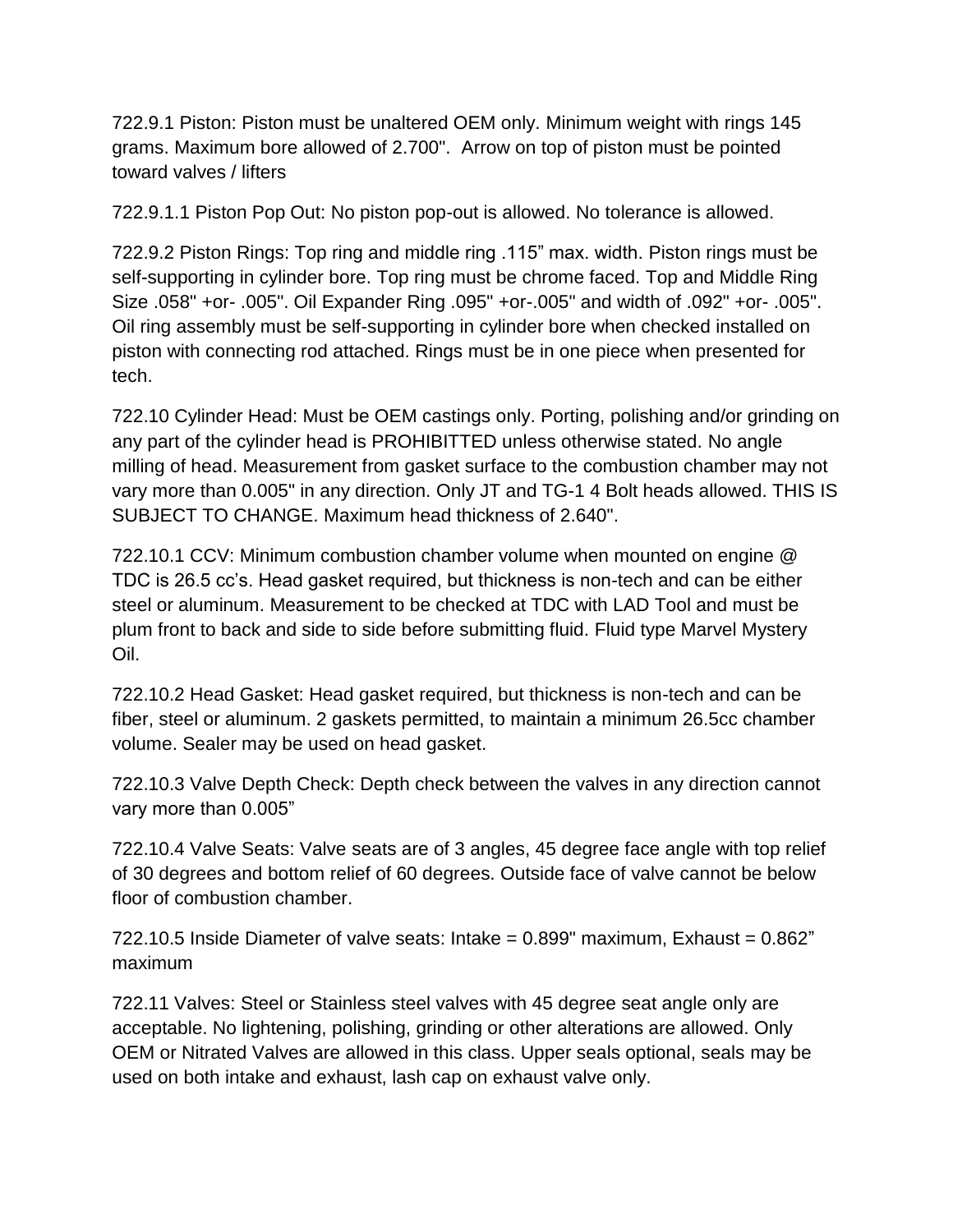722.9.1 Piston: Piston must be unaltered OEM only. Minimum weight with rings 145 grams. Maximum bore allowed of 2.700". Arrow on top of piston must be pointed toward valves / lifters

722.9.1.1 Piston Pop Out: No piston pop-out is allowed. No tolerance is allowed.

722.9.2 Piston Rings: Top ring and middle ring .115" max. width. Piston rings must be self-supporting in cylinder bore. Top ring must be chrome faced. Top and Middle Ring Size .058" +or- .005". Oil Expander Ring .095" +or-.005" and width of .092" +or- .005". Oil ring assembly must be self-supporting in cylinder bore when checked installed on piston with connecting rod attached. Rings must be in one piece when presented for tech.

722.10 Cylinder Head: Must be OEM castings only. Porting, polishing and/or grinding on any part of the cylinder head is PROHIBITTED unless otherwise stated. No angle milling of head. Measurement from gasket surface to the combustion chamber may not vary more than 0.005" in any direction. Only JT and TG-1 4 Bolt heads allowed. THIS IS SUBJECT TO CHANGE. Maximum head thickness of 2.640".

722.10.1 CCV: Minimum combustion chamber volume when mounted on engine @ TDC is 26.5 cc's. Head gasket required, but thickness is non-tech and can be either steel or aluminum. Measurement to be checked at TDC with LAD Tool and must be plum front to back and side to side before submitting fluid. Fluid type Marvel Mystery Oil.

722.10.2 Head Gasket: Head gasket required, but thickness is non-tech and can be fiber, steel or aluminum. 2 gaskets permitted, to maintain a minimum 26.5cc chamber volume. Sealer may be used on head gasket.

722.10.3 Valve Depth Check: Depth check between the valves in any direction cannot vary more than 0.005"

722.10.4 Valve Seats: Valve seats are of 3 angles, 45 degree face angle with top relief of 30 degrees and bottom relief of 60 degrees. Outside face of valve cannot be below floor of combustion chamber.

722.10.5 Inside Diameter of valve seats: Intake = 0.899" maximum, Exhaust = 0.862" maximum

722.11 Valves: Steel or Stainless steel valves with 45 degree seat angle only are acceptable. No lightening, polishing, grinding or other alterations are allowed. Only OEM or Nitrated Valves are allowed in this class. Upper seals optional, seals may be used on both intake and exhaust, lash cap on exhaust valve only.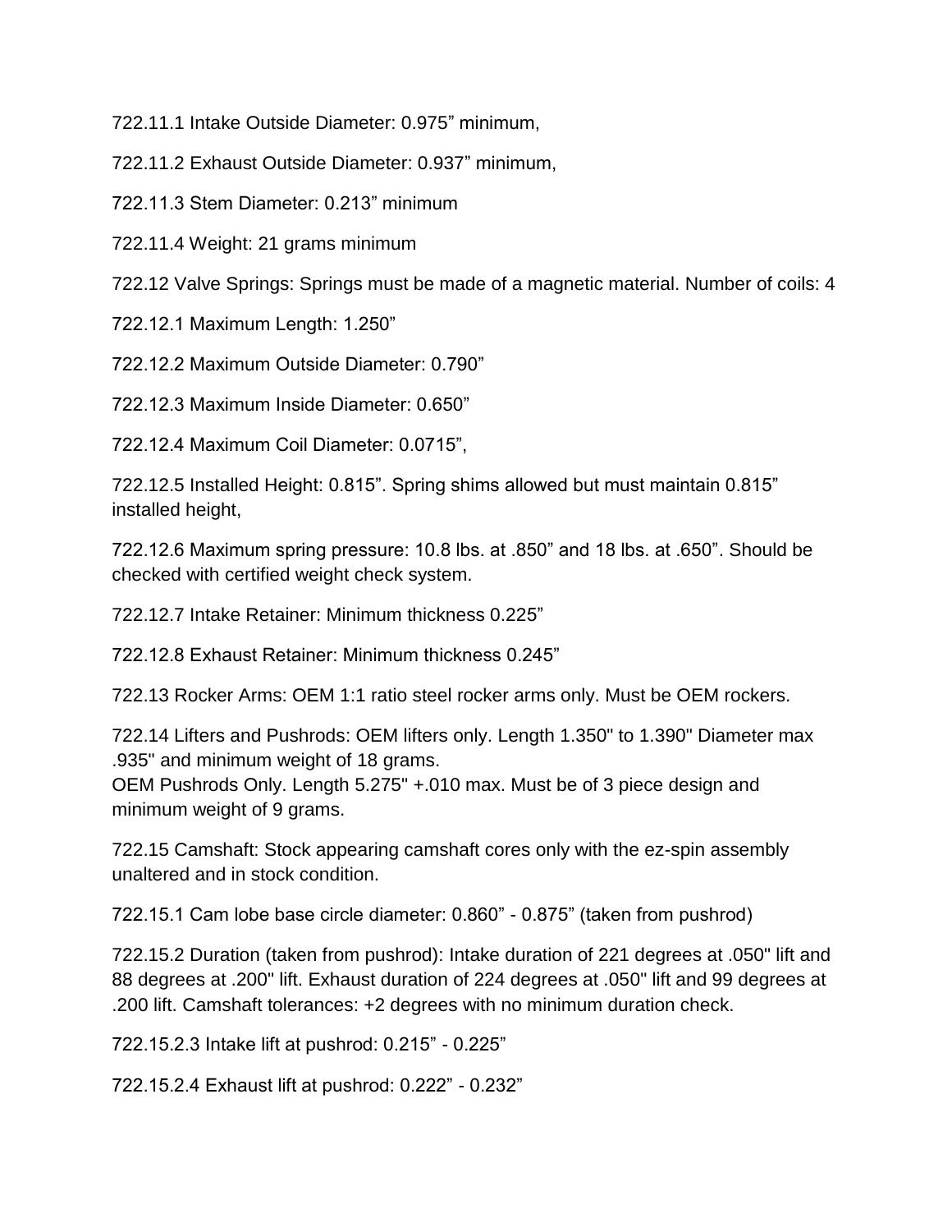722.11.1 Intake Outside Diameter: 0.975” minimum,

722.11.2 Exhaust Outside Diameter: 0.937” minimum,

722.11.3 Stem Diameter: 0.213” minimum

722.11.4 Weight: 21 grams minimum

722.12 Valve Springs: Springs must be made of a magnetic material. Number of coils: 4

722.12.1 Maximum Length: 1.250”

722.12.2 Maximum Outside Diameter: 0.790”

722.12.3 Maximum Inside Diameter: 0.650”

722.12.4 Maximum Coil Diameter: 0.0715”,

722.12.5 Installed Height: 0.815”. Spring shims allowed but must maintain 0.815” installed height,

722.12.6 Maximum spring pressure: 10.8 lbs. at .850” and 18 lbs. at .650”. Should be checked with certified weight check system.

722.12.7 Intake Retainer: Minimum thickness 0.225”

722.12.8 Exhaust Retainer: Minimum thickness 0.245”

722.13 Rocker Arms: OEM 1:1 ratio steel rocker arms only. Must be OEM rockers.

722.14 Lifters and Pushrods: OEM lifters only. Length 1.350" to 1.390" Diameter max .935" and minimum weight of 18 grams.
OEM Pushrods Only. Length 5.275" +.010 max. Must be of 3 piece design and minimum weight of 9 grams.

722.15 Camshaft: Stock appearing camshaft cores only with the ez-spin assembly unaltered and in stock condition.

722.15.1 Cam lobe base circle diameter: 0.860” - 0.875” (taken from pushrod)

722.15.2 Duration (taken from pushrod): Intake duration of 221 degrees at .050" lift and 88 degrees at .200" lift. Exhaust duration of 224 degrees at .050" lift and 99 degrees at .200 lift. Camshaft tolerances: +2 degrees with no minimum duration check.

722.15.2.3 Intake lift at pushrod: 0.215” - 0.225”

722.15.2.4 Exhaust lift at pushrod: 0.222” - 0.232”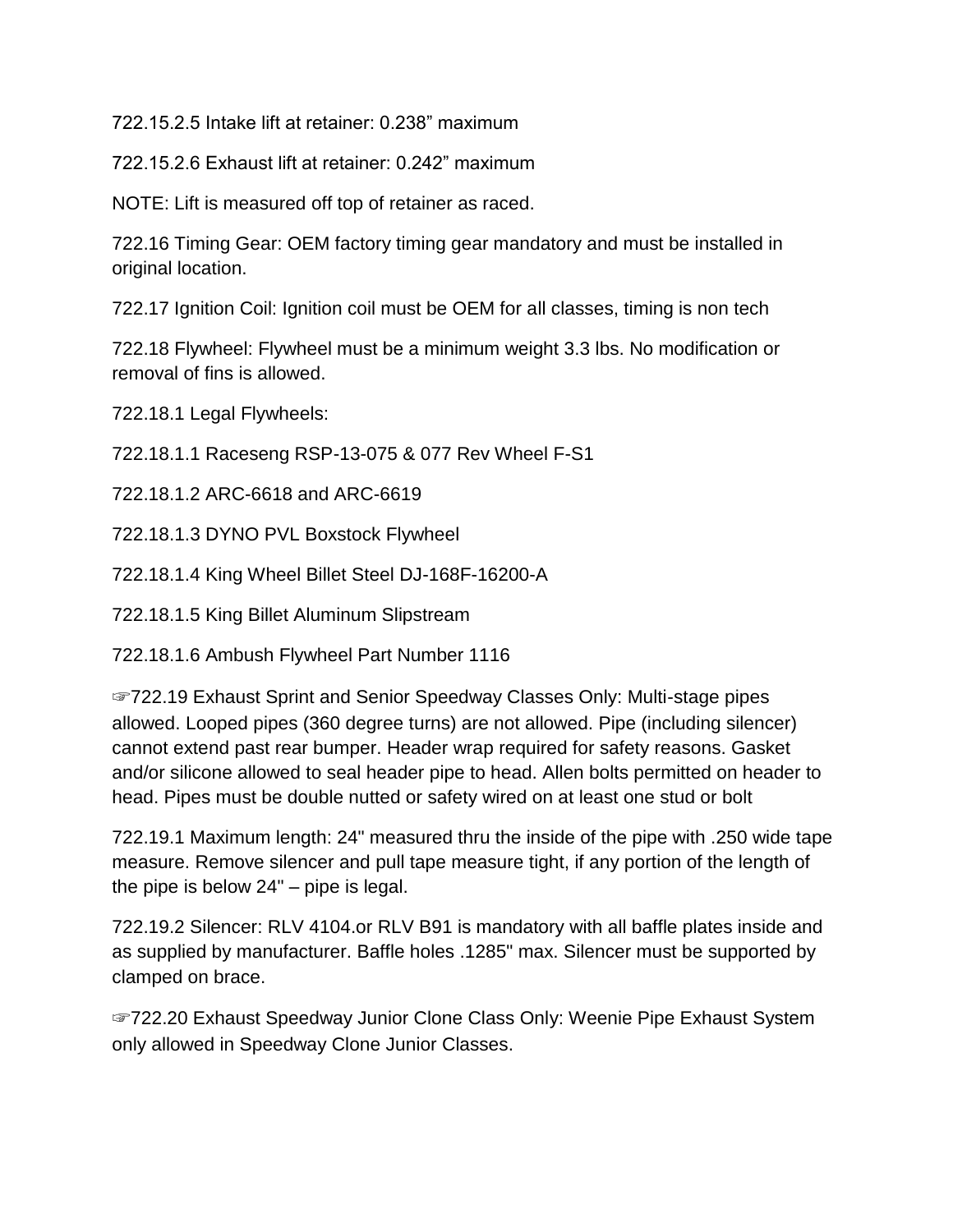722.15.2.5 Intake lift at retainer: 0.238” maximum

722.15.2.6 Exhaust lift at retainer: 0.242” maximum

NOTE: Lift is measured off top of retainer as raced.

722.16 Timing Gear: OEM factory timing gear mandatory and must be installed in original location.

722.17 Ignition Coil: Ignition coil must be OEM for all classes, timing is non tech

722.18 Flywheel: Flywheel must be a minimum weight 3.3 lbs. No modification or removal of fins is allowed.

722.18.1 Legal Flywheels:

722.18.1.1 Raceseng RSP-13-075 & 077 Rev Wheel F-S1

722.18.1.2 ARC-6618 and ARC-6619

722.18.1.3 DYNO PVL Boxstock Flywheel

722.18.1.4 King Wheel Billet Steel DJ-168F-16200-A

722.18.1.5 King Billet Aluminum Slipstream

722.18.1.6 Ambush Flywheel Part Number 1116

☞722.19 Exhaust Sprint and Senior Speedway Classes Only: Multi-stage pipes allowed. Looped pipes (360 degree turns) are not allowed. Pipe (including silencer) cannot extend past rear bumper. Header wrap required for safety reasons. Gasket and/or silicone allowed to seal header pipe to head. Allen bolts permitted on header to head. Pipes must be double nutted or safety wired on at least one stud or bolt

722.19.1 Maximum length: 24" measured thru the inside of the pipe with .250 wide tape measure. Remove silencer and pull tape measure tight, if any portion of the length of the pipe is below 24" – pipe is legal.

722.19.2 Silencer: RLV 4104.or RLV B91 is mandatory with all baffle plates inside and as supplied by manufacturer. Baffle holes .1285" max. Silencer must be supported by clamped on brace.

☞722.20 Exhaust Speedway Junior Clone Class Only: Weenie Pipe Exhaust System only allowed in Speedway Clone Junior Classes.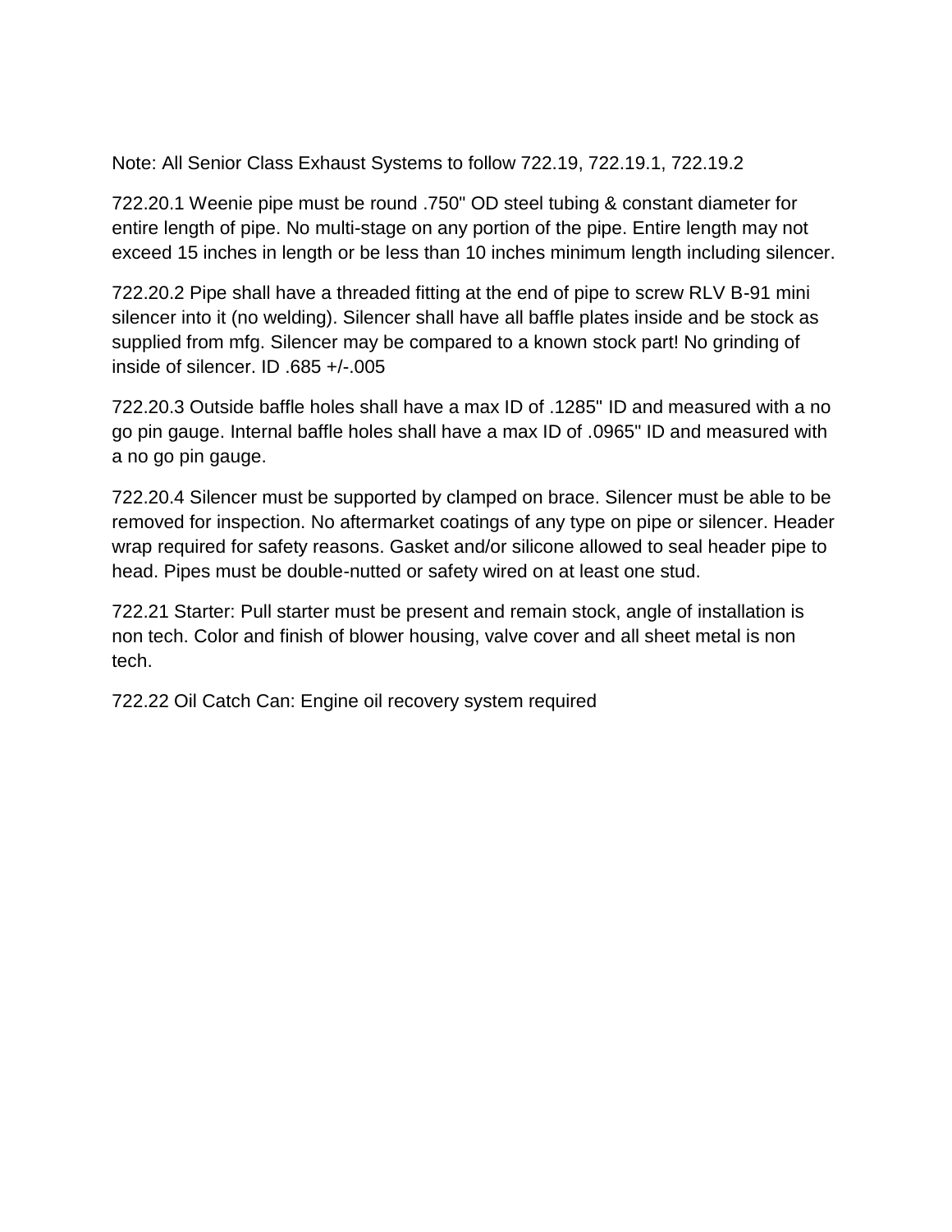Note: All Senior Class Exhaust Systems to follow 722.19, 722.19.1, 722.19.2

722.20.1 Weenie pipe must be round .750" OD steel tubing & constant diameter for entire length of pipe. No multi-stage on any portion of the pipe. Entire length may not exceed 15 inches in length or be less than 10 inches minimum length including silencer.

722.20.2 Pipe shall have a threaded fitting at the end of pipe to screw RLV B-91 mini silencer into it (no welding). Silencer shall have all baffle plates inside and be stock as supplied from mfg. Silencer may be compared to a known stock part! No grinding of inside of silencer. ID .685 +/-.005

722.20.3 Outside baffle holes shall have a max ID of .1285" ID and measured with a no go pin gauge. Internal baffle holes shall have a max ID of .0965" ID and measured with a no go pin gauge.

722.20.4 Silencer must be supported by clamped on brace. Silencer must be able to be removed for inspection. No aftermarket coatings of any type on pipe or silencer. Header wrap required for safety reasons. Gasket and/or silicone allowed to seal header pipe to head. Pipes must be double-nutted or safety wired on at least one stud.

722.21 Starter: Pull starter must be present and remain stock, angle of installation is non tech. Color and finish of blower housing, valve cover and all sheet metal is non tech.

722.22 Oil Catch Can: Engine oil recovery system required